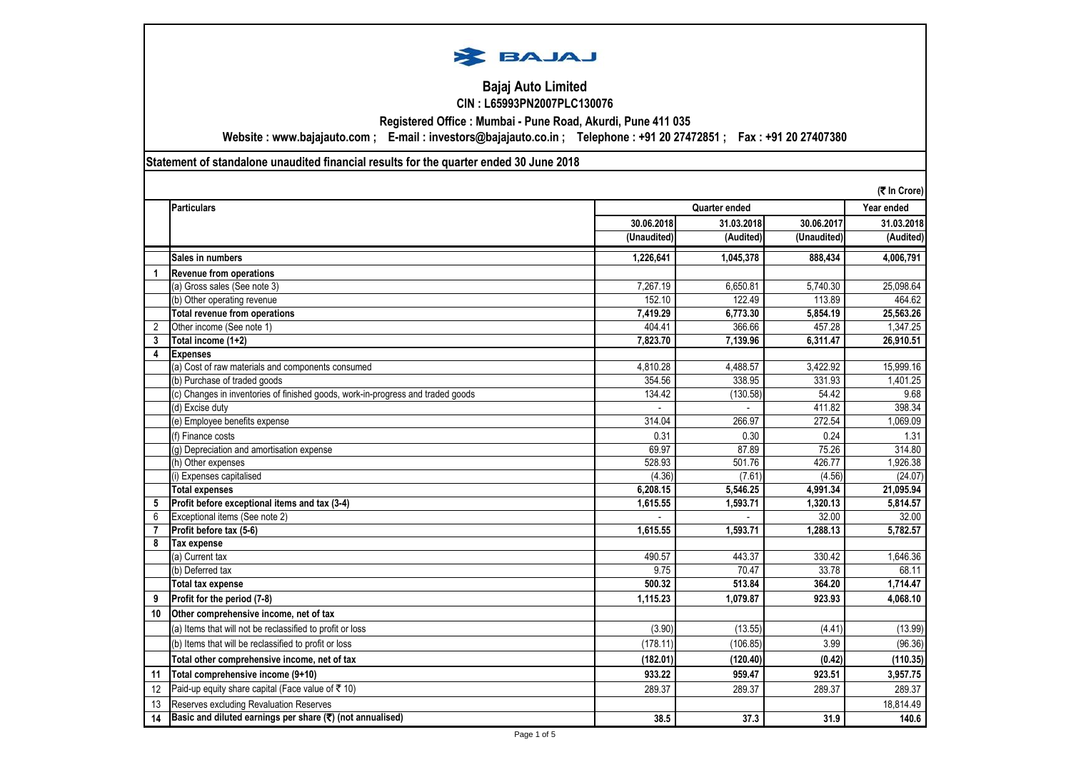# Bajaj Auto Limited

**CIN : L65993PN2007PLC130076**

**Registered Office : Mumbai - Pune Road, Akurdi, Pune 411 035**

**Website : www.bajajauto.com ; E-mail : investors@bajajauto.co.in ; Telephone : +91 20 27472851 ; Fax : +91 20 27407380**

## Statement of standalone unaudited financial results for the quarter ended 30 June 2018

(₹ In Crore)

| | Particulars | Quarter ended | | | Year ended |
|---|---|---|---|---|---|
| | | 30.06.2018 | 31.03.2018 | 30.06.2017 | 31.03.2018 |
| | | (Unaudited) | (Audited) | (Unaudited) | (Audited) |
| | **Sales in numbers** | **1,226,641** | **1,045,378** | **888,434** | **4,006,791** |
| **1** | **Revenue from operations** | | | | |
| | (a) Gross sales (See note 3) | 7,267.19 | 6,650.81 | 5,740.30 | 25,098.64 |
| | (b) Other operating revenue | 152.10 | 122.49 | 113.89 | 464.62 |
| | **Total revenue from operations** | **7,419.29** | **6,773.30** | **5,854.19** | **25,563.26** |
| 2 | Other income (See note 1) | 404.41 | 366.66 | 457.28 | 1,347.25 |
| **3** | **Total income (1+2)** | **7,823.70** | **7,139.96** | **6,311.47** | **26,910.51** |
| **4** | **Expenses** | | | | |
| | (a) Cost of raw materials and components consumed | 4,810.28 | 4,488.57 | 3,422.92 | 15,999.16 |
| | (b) Purchase of traded goods | 354.56 | 338.95 | 331.93 | 1,401.25 |
| | (c) Changes in inventories of finished goods, work-in-progress and traded goods | 134.42 | (130.58) | 54.42 | 9.68 |
| | (d) Excise duty | - | - | 411.82 | 398.34 |
| | (e) Employee benefits expense | 314.04 | 266.97 | 272.54 | 1,069.09 |
| | (f) Finance costs | 0.31 | 0.30 | 0.24 | 1.31 |
| | (g) Depreciation and amortisation expense | 69.97 | 87.89 | 75.26 | 314.80 |
| | (h) Other expenses | 528.93 | 501.76 | 426.77 | 1,926.38 |
| | (i) Expenses capitalised | (4.36) | (7.61) | (4.56) | (24.07) |
| | **Total expenses** | **6,208.15** | **5,546.25** | **4,991.34** | **21,095.94** |
| **5** | **Profit before exceptional items and tax (3-4)** | **1,615.55** | **1,593.71** | **1,320.13** | **5,814.57** |
| 6 | Exceptional items (See note 2) | - | - | 32.00 | 32.00 |
| **7** | **Profit before tax (5-6)** | **1,615.55** | **1,593.71** | **1,288.13** | **5,782.57** |
| **8** | **Tax expense** | | | | |
| | (a) Current tax | 490.57 | 443.37 | 330.42 | 1,646.36 |
| | (b) Deferred tax | 9.75 | 70.47 | 33.78 | 68.11 |
| | **Total tax expense** | **500.32** | **513.84** | **364.20** | **1,714.47** |
| **9** | **Profit for the period (7-8)** | **1,115.23** | **1,079.87** | **923.93** | **4,068.10** |
| **10** | **Other comprehensive income, net of tax** | | | | |
| | (a) Items that will not be reclassified to profit or loss | (3.90) | (13.55) | (4.41) | (13.99) |
| | (b) Items that will be reclassified to profit or loss | (178.11) | (106.85) | 3.99 | (96.36) |
| | **Total other comprehensive income, net of tax** | **(182.01)** | **(120.40)** | **(0.42)** | **(110.35)** |
| **11** | **Total comprehensive income (9+10)** | **933.22** | **959.47** | **923.51** | **3,957.75** |
| 12 | Paid-up equity share capital (Face value of ₹ 10) | 289.37 | 289.37 | 289.37 | 289.37 |
| 13 | Reserves excluding Revaluation Reserves | | | | 18,814.49 |
| **14** | **Basic and diluted earnings per share (₹) (not annualised)** | **38.5** | **37.3** | **31.9** | **140.6** |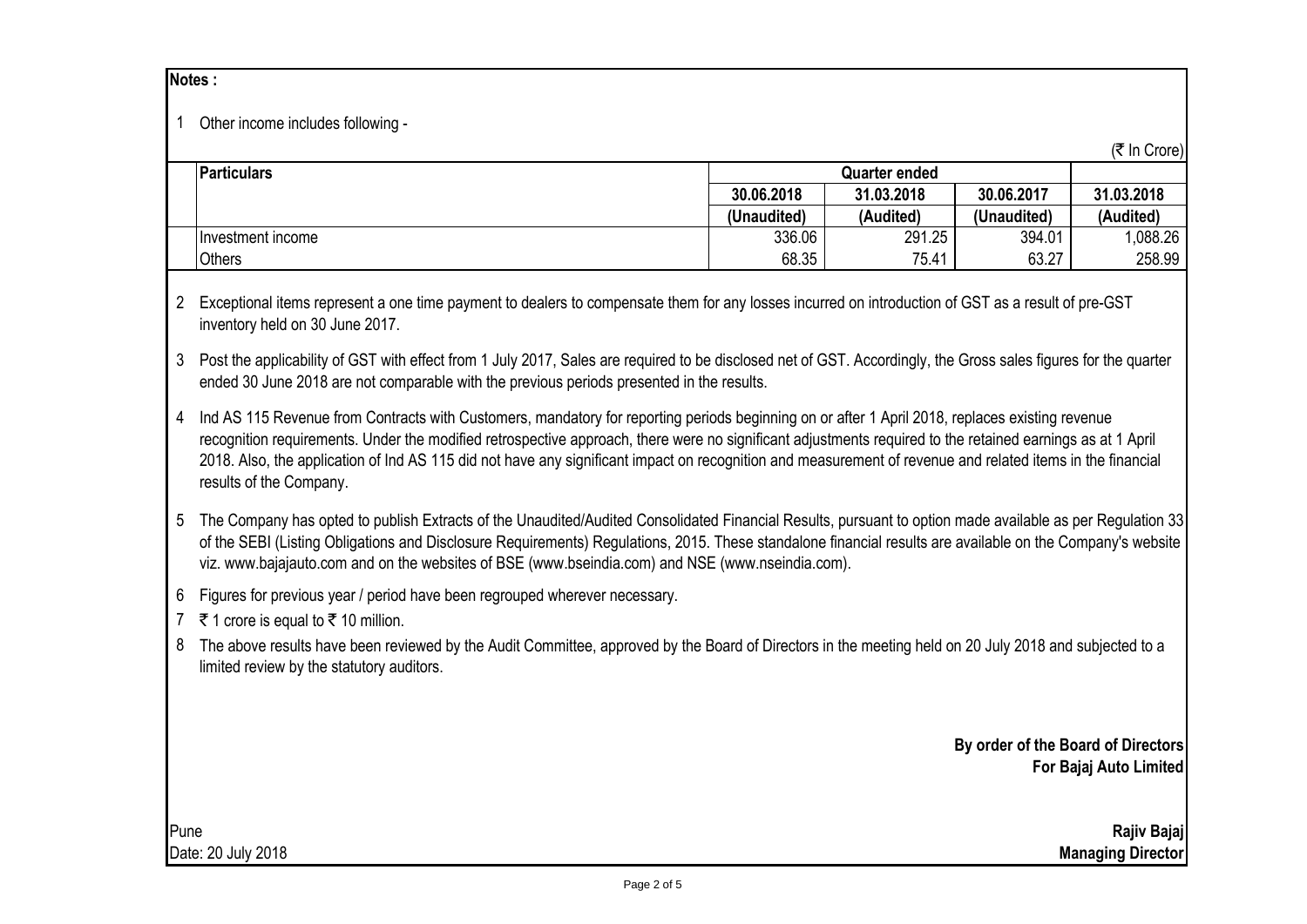**Notes :**

1 Other income includes following -

(₹ In Crore)

| Particulars | Quarter ended | | | |
|---|---|---|---|---|
| | 30.06.2018 | 31.03.2018 | 30.06.2017 | 31.03.2018 |
| | (Unaudited) | (Audited) | (Unaudited) | (Audited) |
| Investment income | 336.06 | 291.25 | 394.01 | 1,088.26 |
| Others | 68.35 | 75.41 | 63.27 | 258.99 |

2 Exceptional items represent a one time payment to dealers to compensate them for any losses incurred on introduction of GST as a result of pre-GST inventory held on 30 June 2017.

3 Post the applicability of GST with effect from 1 July 2017, Sales are required to be disclosed net of GST. Accordingly, the Gross sales figures for the quarter ended 30 June 2018 are not comparable with the previous periods presented in the results.

4 Ind AS 115 Revenue from Contracts with Customers, mandatory for reporting periods beginning on or after 1 April 2018, replaces existing revenue recognition requirements. Under the modified retrospective approach, there were no significant adjustments required to the retained earnings as at 1 April 2018. Also, the application of Ind AS 115 did not have any significant impact on recognition and measurement of revenue and related items in the financial results of the Company.

5 The Company has opted to publish Extracts of the Unaudited/Audited Consolidated Financial Results, pursuant to option made available as per Regulation 33 of the SEBI (Listing Obligations and Disclosure Requirements) Regulations, 2015. These standalone financial results are available on the Company's website viz. www.bajajauto.com and on the websites of BSE (www.bseindia.com) and NSE (www.nseindia.com).

6 Figures for previous year / period have been regrouped wherever necessary.

7 ₹ 1 crore is equal to ₹ 10 million.

8 The above results have been reviewed by the Audit Committee, approved by the Board of Directors in the meeting held on 20 July 2018 and subjected to a limited review by the statutory auditors.

**By order of the Board of Directors**
**For Bajaj Auto Limited**

Pune
Date: 20 July 2018

**Rajiv Bajaj**
**Managing Director**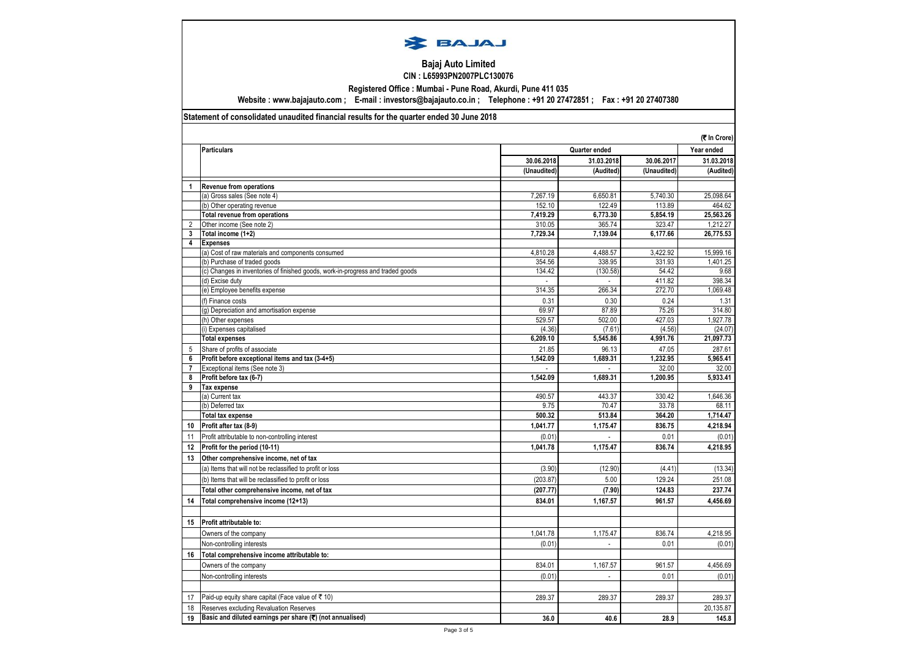# Bajaj Auto Limited

**CIN : L65993PN2007PLC130076**

**Registered Office : Mumbai - Pune Road, Akurdi, Pune 411 035**

**Website : www.bajajauto.com ; E-mail : investors@bajajauto.co.in ; Telephone : +91 20 27472851 ; Fax : +91 20 27407380**

**Statement of consolidated unaudited financial results for the quarter ended 30 June 2018**

(₹ In Crore)

| | Particulars | Quarter ended | | | Year ended |
|---|---|---|---|---|---|
| | | 30.06.2018 | 31.03.2018 | 30.06.2017 | 31.03.2018 |
| | | (Unaudited) | (Audited) | (Unaudited) | (Audited) |
| 1 | **Revenue from operations** | | | | |
| | (a) Gross sales (See note 4) | 7,267.19 | 6,650.81 | 5,740.30 | 25,098.64 |
| | (b) Other operating revenue | 152.10 | 122.49 | 113.89 | 464.62 |
| | **Total revenue from operations** | **7,419.29** | **6,773.30** | **5,854.19** | **25,563.26** |
| 2 | Other income (See note 2) | 310.05 | 365.74 | 323.47 | 1,212.27 |
| 3 | **Total income (1+2)** | **7,729.34** | **7,139.04** | **6,177.66** | **26,775.53** |
| 4 | **Expenses** | | | | |
| | (a) Cost of raw materials and components consumed | 4,810.28 | 4,488.57 | 3,422.92 | 15,999.16 |
| | (b) Purchase of traded goods | 354.56 | 338.95 | 331.93 | 1,401.25 |
| | (c) Changes in inventories of finished goods, work-in-progress and traded goods | 134.42 | (130.58) | 54.42 | 9.68 |
| | (d) Excise duty | - | - | 411.82 | 398.34 |
| | (e) Employee benefits expense | 314.35 | 266.34 | 272.70 | 1,069.48 |
| | (f) Finance costs | 0.31 | 0.30 | 0.24 | 1.31 |
| | (g) Depreciation and amortisation expense | 69.97 | 87.89 | 75.26 | 314.80 |
| | (h) Other expenses | 529.57 | 502.00 | 427.03 | 1,927.78 |
| | (i) Expenses capitalised | (4.36) | (7.61) | (4.56) | (24.07) |
| | **Total expenses** | **6,209.10** | **5,545.86** | **4,991.76** | **21,097.73** |
| 5 | Share of profits of associate | 21.85 | 96.13 | 47.05 | 287.61 |
| 6 | **Profit before exceptional items and tax (3-4+5)** | **1,542.09** | **1,689.31** | **1,232.95** | **5,965.41** |
| 7 | Exceptional items (See note 3) | - | - | 32.00 | 32.00 |
| 8 | **Profit before tax (6-7)** | **1,542.09** | **1,689.31** | **1,200.95** | **5,933.41** |
| 9 | **Tax expense** | | | | |
| | (a) Current tax | 490.57 | 443.37 | 330.42 | 1,646.36 |
| | (b) Deferred tax | 9.75 | 70.47 | 33.78 | 68.11 |
| | **Total tax expense** | **500.32** | **513.84** | **364.20** | **1,714.47** |
| 10 | **Profit after tax (8-9)** | **1,041.77** | **1,175.47** | **836.75** | **4,218.94** |
| 11 | Profit attributable to non-controlling interest | (0.01) | - | 0.01 | (0.01) |
| 12 | **Profit for the period (10-11)** | **1,041.78** | **1,175.47** | **836.74** | **4,218.95** |
| 13 | **Other comprehensive income, net of tax** | | | | |
| | (a) Items that will not be reclassified to profit or loss | (3.90) | (12.90) | (4.41) | (13.34) |
| | (b) Items that will be reclassified to profit or loss | (203.87) | 5.00 | 129.24 | 251.08 |
| | **Total other comprehensive income, net of tax** | **(207.77)** | **(7.90)** | **124.83** | **237.74** |
| 14 | **Total comprehensive income (12+13)** | **834.01** | **1,167.57** | **961.57** | **4,456.69** |
| 15 | **Profit attributable to:** | | | | |
| | Owners of the company | 1,041.78 | 1,175.47 | 836.74 | 4,218.95 |
| | Non-controlling interests | (0.01) | - | 0.01 | (0.01) |
| 16 | **Total comprehensive income attributable to:** | | | | |
| | Owners of the company | 834.01 | 1,167.57 | 961.57 | 4,456.69 |
| | Non-controlling interests | (0.01) | - | 0.01 | (0.01) |
| 17 | Paid-up equity share capital (Face value of ₹ 10) | 289.37 | 289.37 | 289.37 | 289.37 |
| 18 | Reserves excluding Revaluation Reserves | | | | 20,135.87 |
| 19 | **Basic and diluted earnings per share (₹) (not annualised)** | **36.0** | **40.6** | **28.9** | **145.8** |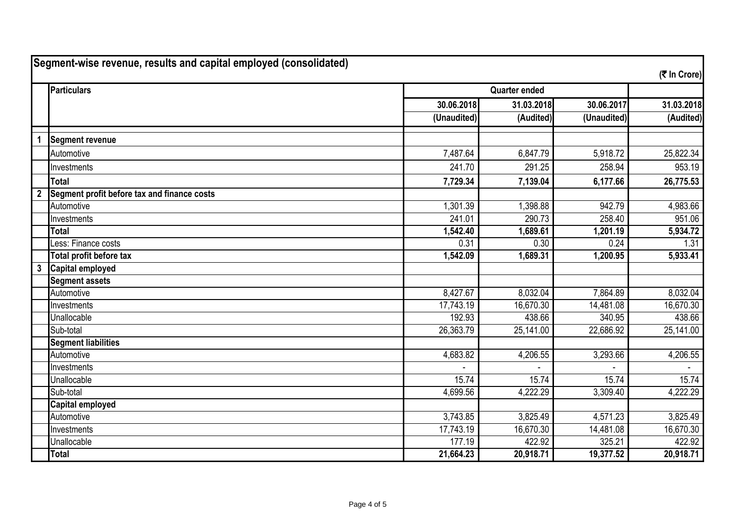## Segment-wise revenue, results and capital employed (consolidated)

(₹ In Crore)

| | Particulars | Quarter ended | | | |
|---|---|---|---|---|---|
| | | 30.06.2018 | 31.03.2018 | 30.06.2017 | 31.03.2018 |
| | | (Unaudited) | (Audited) | (Unaudited) | (Audited) |
| 1 | **Segment revenue** | | | | |
| | Automotive | 7,487.64 | 6,847.79 | 5,918.72 | 25,822.34 |
| | Investments | 241.70 | 291.25 | 258.94 | 953.19 |
| | **Total** | **7,729.34** | **7,139.04** | **6,177.66** | **26,775.53** |
| 2 | **Segment profit before tax and finance costs** | | | | |
| | Automotive | 1,301.39 | 1,398.88 | 942.79 | 4,983.66 |
| | Investments | 241.01 | 290.73 | 258.40 | 951.06 |
| | **Total** | **1,542.40** | **1,689.61** | **1,201.19** | **5,934.72** |
| | Less: Finance costs | 0.31 | 0.30 | 0.24 | 1.31 |
| | **Total profit before tax** | **1,542.09** | **1,689.31** | **1,200.95** | **5,933.41** |
| 3 | **Capital employed** | | | | |
| | **Segment assets** | | | | |
| | Automotive | 8,427.67 | 8,032.04 | 7,864.89 | 8,032.04 |
| | Investments | 17,743.19 | 16,670.30 | 14,481.08 | 16,670.30 |
| | Unallocable | 192.93 | 438.66 | 340.95 | 438.66 |
| | Sub-total | 26,363.79 | 25,141.00 | 22,686.92 | 25,141.00 |
| | **Segment liabilities** | | | | |
| | Automotive | 4,683.82 | 4,206.55 | 3,293.66 | 4,206.55 |
| | Investments | - | - | - | - |
| | Unallocable | 15.74 | 15.74 | 15.74 | 15.74 |
| | Sub-total | 4,699.56 | 4,222.29 | 3,309.40 | 4,222.29 |
| | **Capital employed** | | | | |
| | Automotive | 3,743.85 | 3,825.49 | 4,571.23 | 3,825.49 |
| | Investments | 17,743.19 | 16,670.30 | 14,481.08 | 16,670.30 |
| | Unallocable | 177.19 | 422.92 | 325.21 | 422.92 |
| | **Total** | **21,664.23** | **20,918.71** | **19,377.52** | **20,918.71** |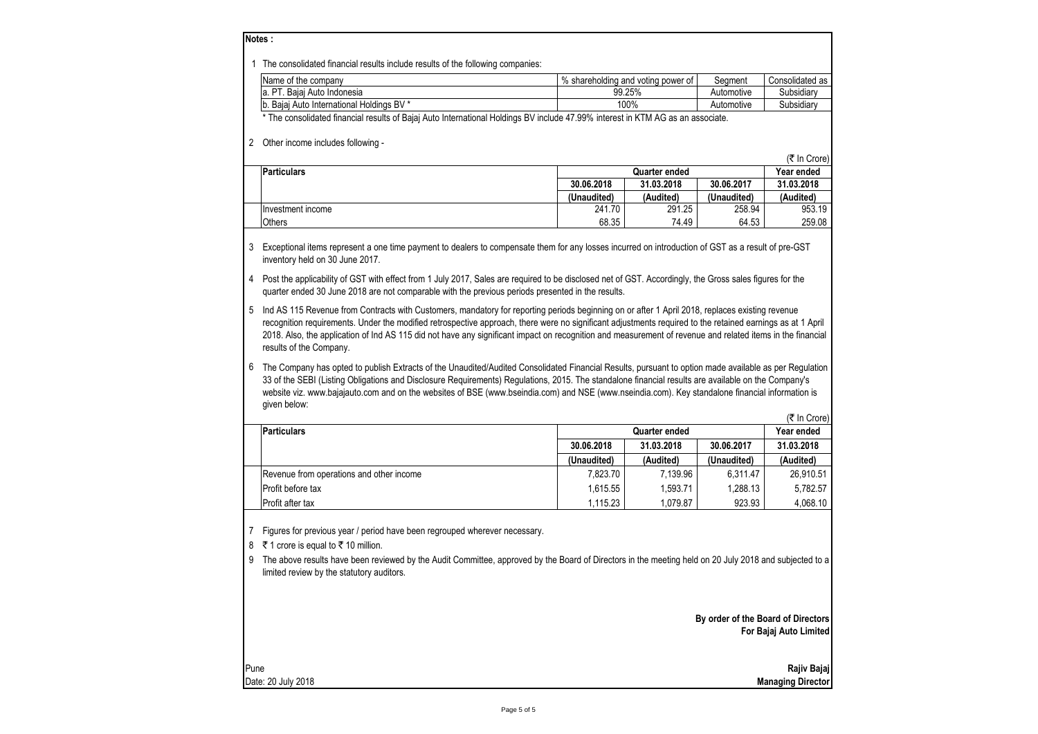**Notes :**

1 The consolidated financial results include results of the following companies:

| Name of the company | % shareholding and voting power of | Segment | Consolidated as |
|---|---|---|---|
| a. PT. Bajaj Auto Indonesia | 99.25% | Automotive | Subsidiary |
| b. Bajaj Auto International Holdings BV * | 100% | Automotive | Subsidiary |

\* The consolidated financial results of Bajaj Auto International Holdings BV include 47.99% interest in KTM AG as an associate.

2 Other income includes following -

(₹ In Crore)

| Particulars | Quarter ended | | | Year ended |
|---|---|---|---|---|
| | 30.06.2018 | 31.03.2018 | 30.06.2017 | 31.03.2018 |
| | (Unaudited) | (Audited) | (Unaudited) | (Audited) |
| Investment income | 241.70 | 291.25 | 258.94 | 953.19 |
| Others | 68.35 | 74.49 | 64.53 | 259.08 |

3 Exceptional items represent a one time payment to dealers to compensate them for any losses incurred on introduction of GST as a result of pre-GST inventory held on 30 June 2017.

4 Post the applicability of GST with effect from 1 July 2017, Sales are required to be disclosed net of GST. Accordingly, the Gross sales figures for the quarter ended 30 June 2018 are not comparable with the previous periods presented in the results.

5 Ind AS 115 Revenue from Contracts with Customers, mandatory for reporting periods beginning on or after 1 April 2018, replaces existing revenue recognition requirements. Under the modified retrospective approach, there were no significant adjustments required to the retained earnings as at 1 April 2018. Also, the application of Ind AS 115 did not have any significant impact on recognition and measurement of revenue and related items in the financial results of the Company.

6 The Company has opted to publish Extracts of the Unaudited/Audited Consolidated Financial Results, pursuant to option made available as per Regulation 33 of the SEBI (Listing Obligations and Disclosure Requirements) Regulations, 2015. The standalone financial results are available on the Company's website viz. www.bajajauto.com and on the websites of BSE (www.bseindia.com) and NSE (www.nseindia.com). Key standalone financial information is given below:

(₹ In Crore)

| Particulars | Quarter ended | | | Year ended |
|---|---|---|---|---|
| | 30.06.2018 | 31.03.2018 | 30.06.2017 | 31.03.2018 |
| | (Unaudited) | (Audited) | (Unaudited) | (Audited) |
| Revenue from operations and other income | 7,823.70 | 7,139.96 | 6,311.47 | 26,910.51 |
| Profit before tax | 1,615.55 | 1,593.71 | 1,288.13 | 5,782.57 |
| Profit after tax | 1,115.23 | 1,079.87 | 923.93 | 4,068.10 |

7 Figures for previous year / period have been regrouped wherever necessary.

8 ₹ 1 crore is equal to ₹ 10 million.

9 The above results have been reviewed by the Audit Committee, approved by the Board of Directors in the meeting held on 20 July 2018 and subjected to a limited review by the statutory auditors.

**By order of the Board of Directors**
**For Bajaj Auto Limited**

Pune
Date: 20 July 2018

**Rajiv Bajaj**
**Managing Director**